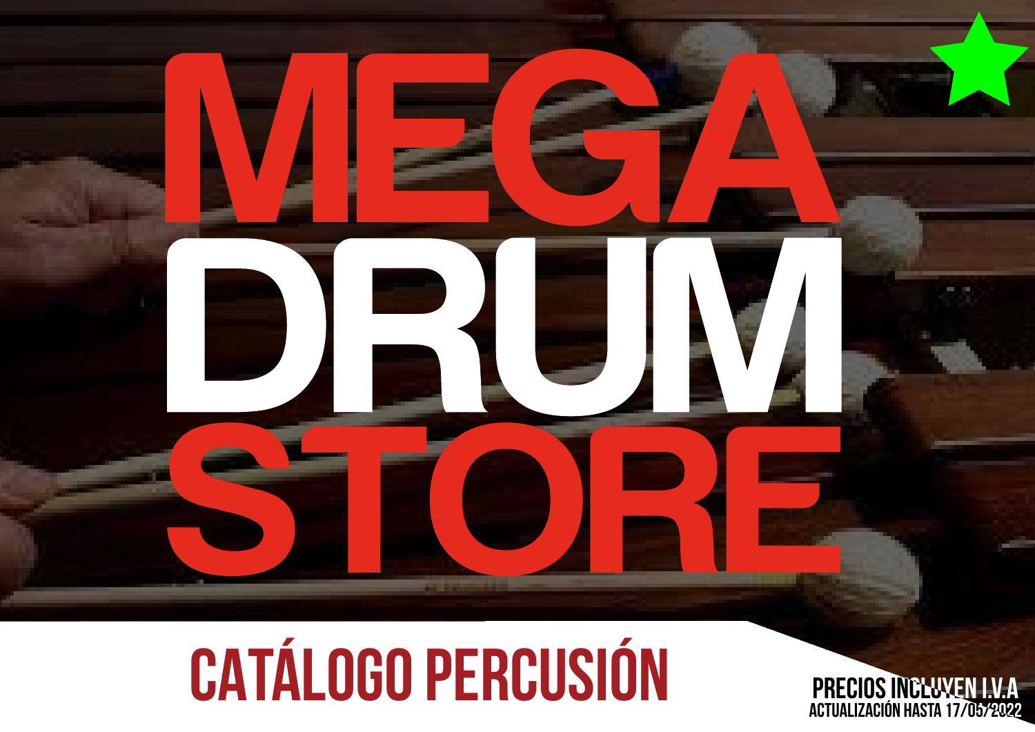# MEGA DRUM STORE

## CATÁLOGO PERCUSIÓN

**PRECIOS INCLUYEN I.V.A**
**ACTUALIZACIÓN HASTA 17/05/2022**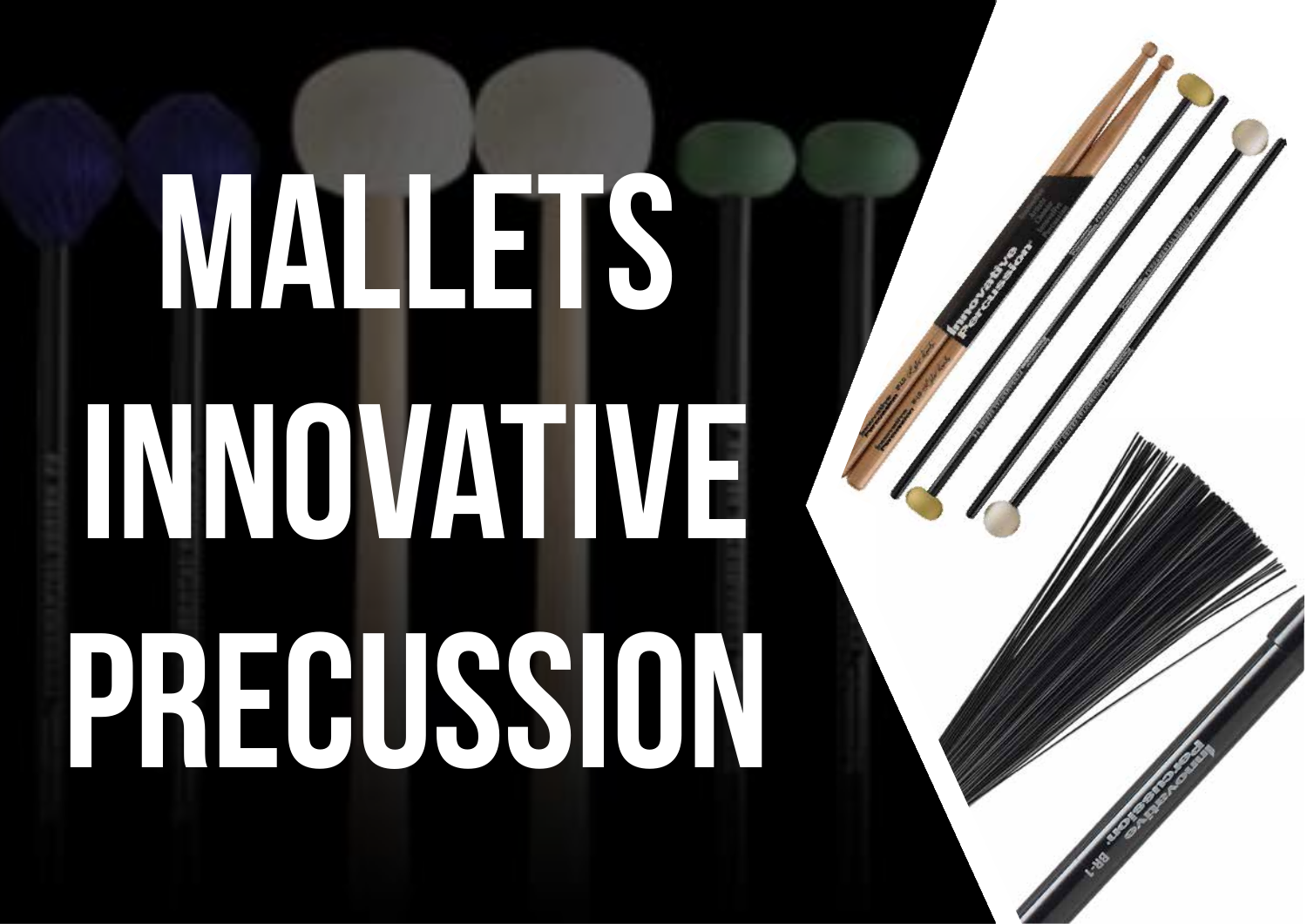# MALLETS INNOVATIVE PRECUSSION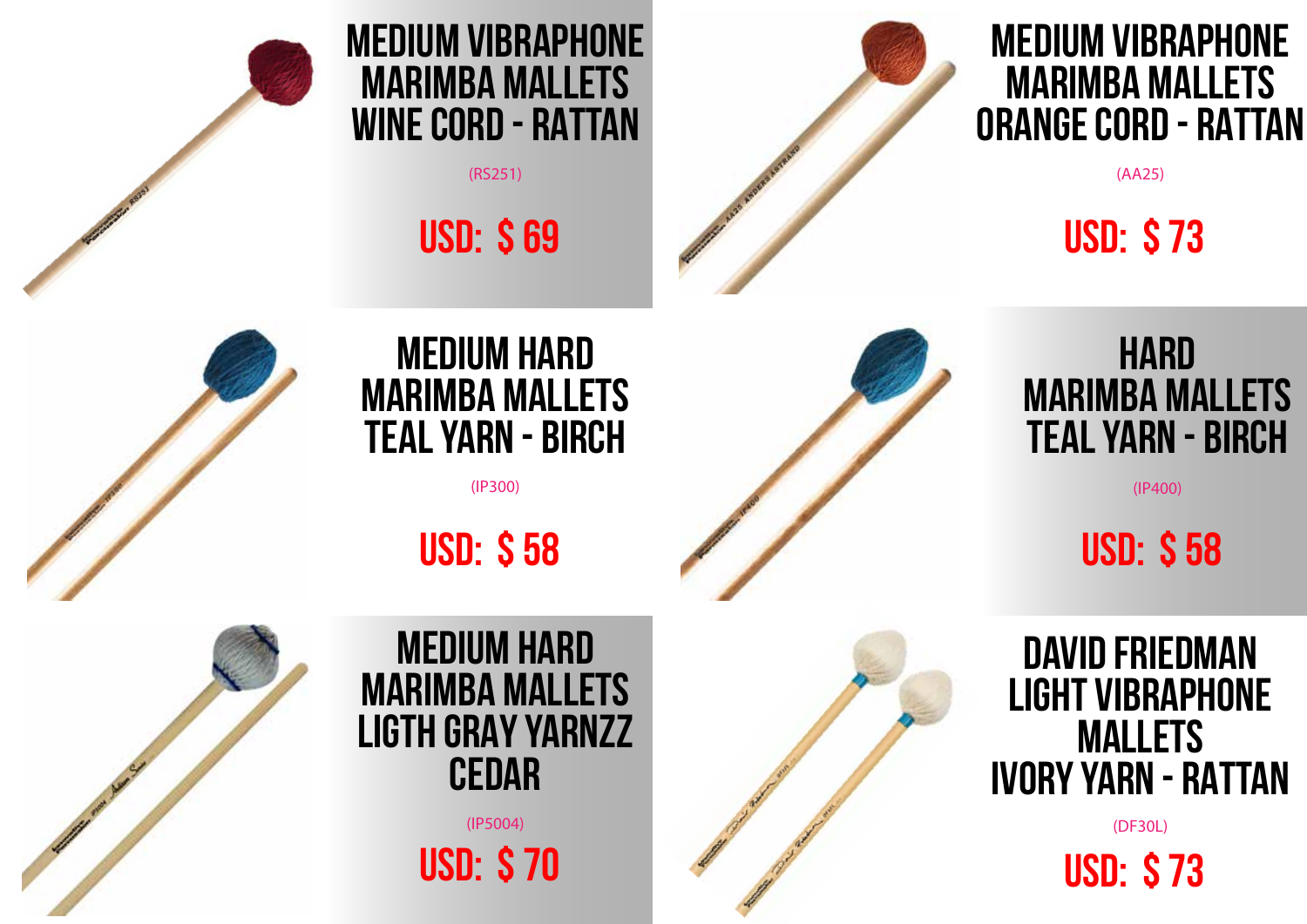## MEDIUM VIBRAPHONE MARIMBA MALLETS WINE CORD - RATTAN

(RS251)

**USD: $ 69**

## MEDIUM VIBRAPHONE MARIMBA MALLETS ORANGE CORD - RATTAN

(AA25)

**USD: $ 73**

## MEDIUM HARD MARIMBA MALLETS TEAL YARN - BIRCH

(IP300)

**USD: $ 58**

## HARD MARIMBA MALLETS TEAL YARN - BIRCH

(IP400)

**USD: $ 58**

## MEDIUM HARD MARIMBA MALLETS LIGTH GRAY YARNZZ CEDAR

(IP5004)

**USD: $ 70**

## DAVID FRIEDMAN LIGHT VIBRAPHONE MALLETS IVORY YARN - RATTAN

(DF30L)

**USD: $ 73**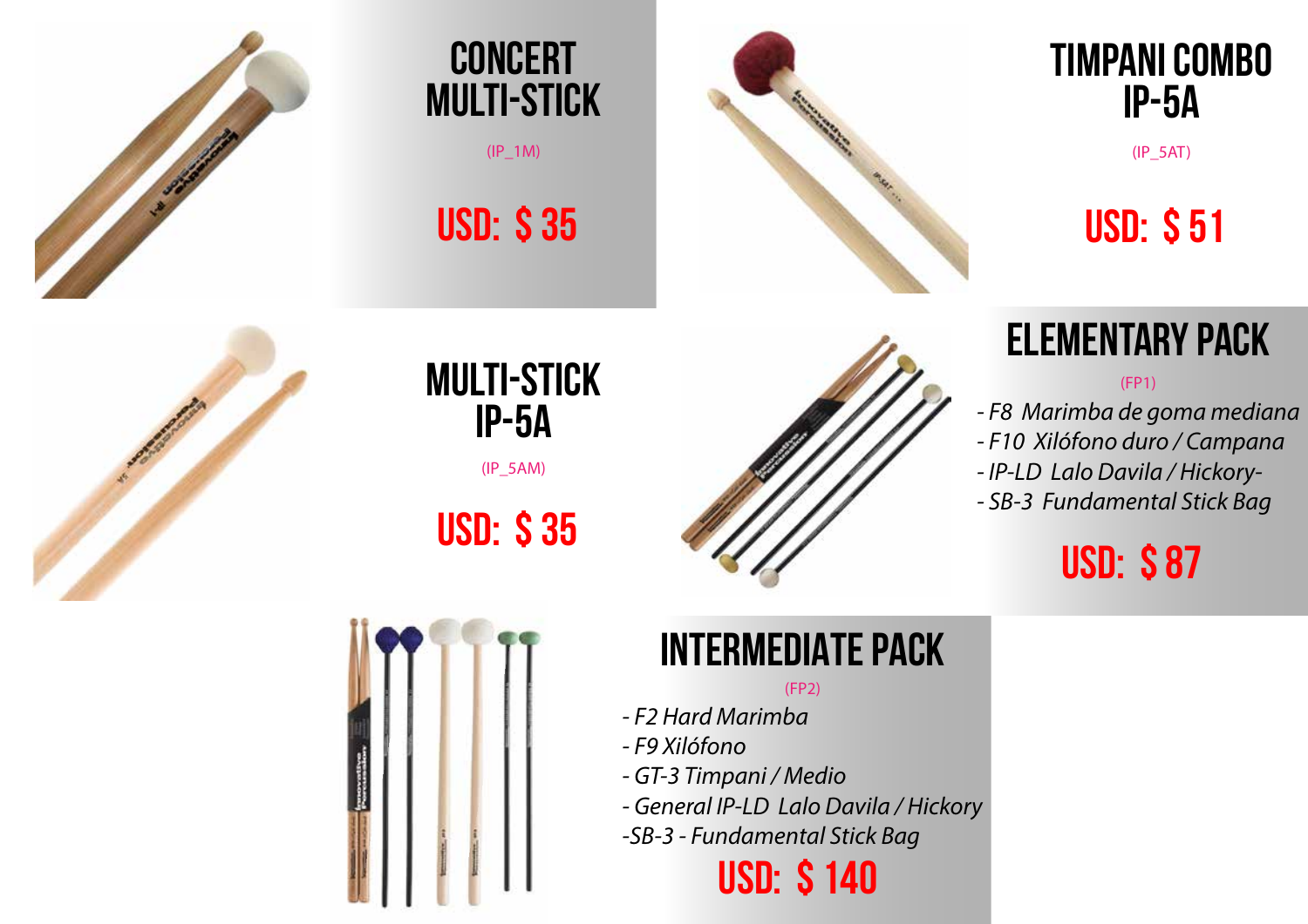## CONCERT MULTI-STICK

(IP_1M)

**USD: $ 35**

## TIMPANI COMBO IP-5A

(IP_5AT)

**USD: $ 51**

## MULTI-STICK IP-5A

(IP_5AM)

**USD: $ 35**

## ELEMENTARY PACK

(FP1)

- *F8 Marimba de goma mediana*
- *F10 Xilófono duro / Campana*
- *IP-LD Lalo Davila / Hickory-*
- *SB-3 Fundamental Stick Bag*

**USD: $ 87**

## INTERMEDIATE PACK

(FP2)

- *F2 Hard Marimba*
- *F9 Xilófono*
- *GT-3 Timpani / Medio*
- *General IP-LD Lalo Davila / Hickory*
- *SB-3 - Fundamental Stick Bag*

**USD: $ 140**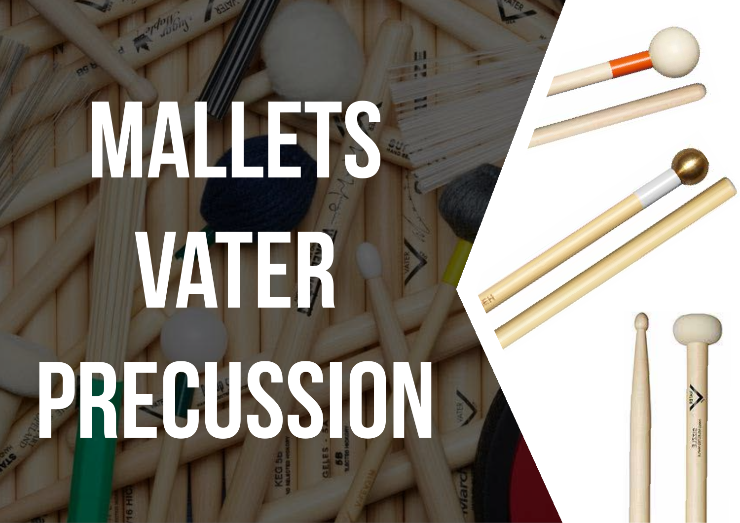# MALLETS VATER PRECUSSION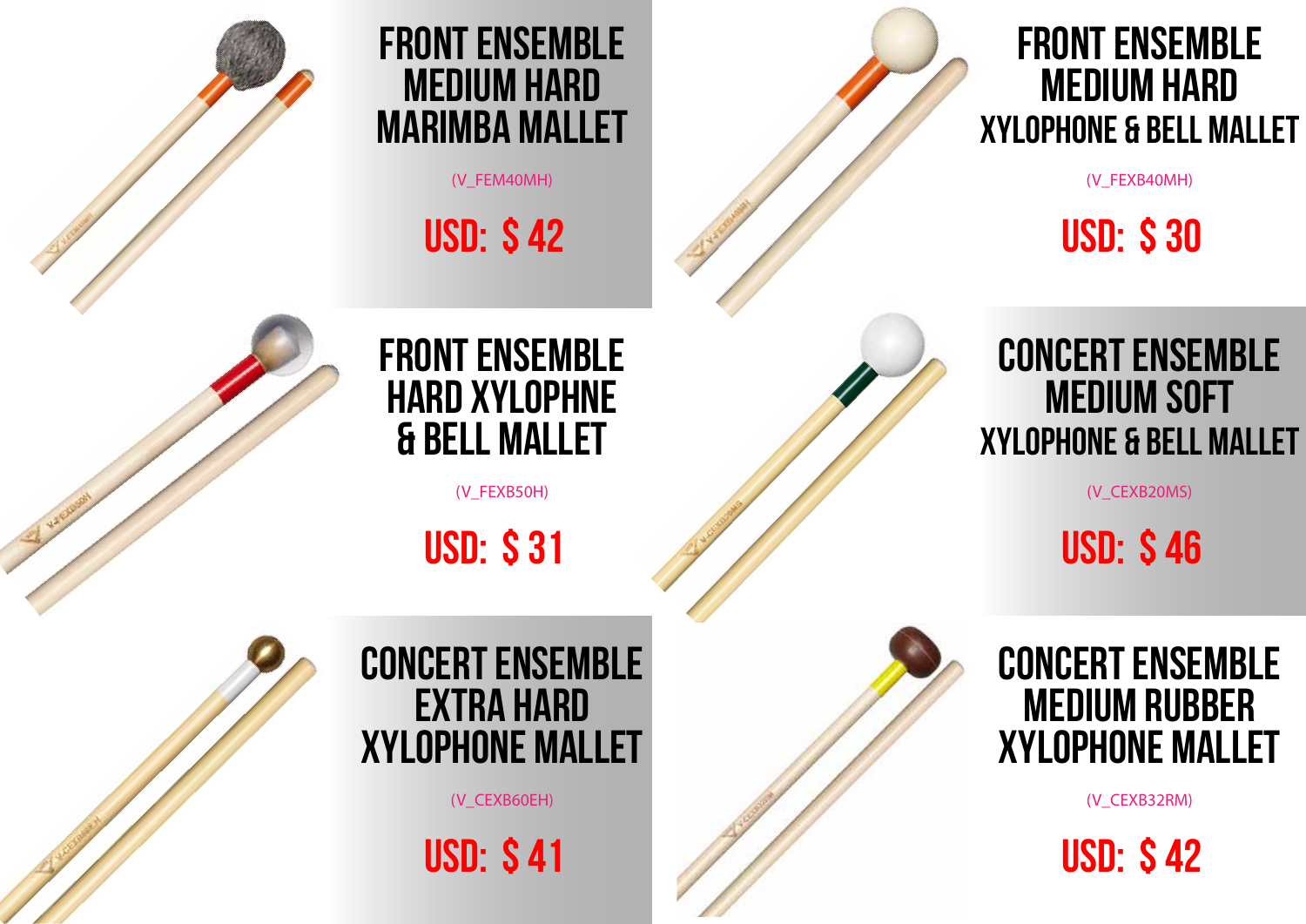## FRONT ENSEMBLE MEDIUM HARD MARIMBA MALLET

(V_FEM40MH)

USD: $ 42

## FRONT ENSEMBLE MEDIUM HARD XYLOPHONE & BELL MALLET

(V_FEXB40MH)

USD: $ 30

## FRONT ENSEMBLE HARD XYLOPHNE & BELL MALLET

(V_FEXB50H)

USD: $ 31

## CONCERT ENSEMBLE MEDIUM SOFT XYLOPHONE & BELL MALLET

(V_CEXB20MS)

USD: $ 46

## CONCERT ENSEMBLE EXTRA HARD XYLOPHONE MALLET

(V_CEXB60EH)

USD: $ 41

## CONCERT ENSEMBLE MEDIUM RUBBER XYLOPHONE MALLET

(V_CEXB32RM)

USD: $ 42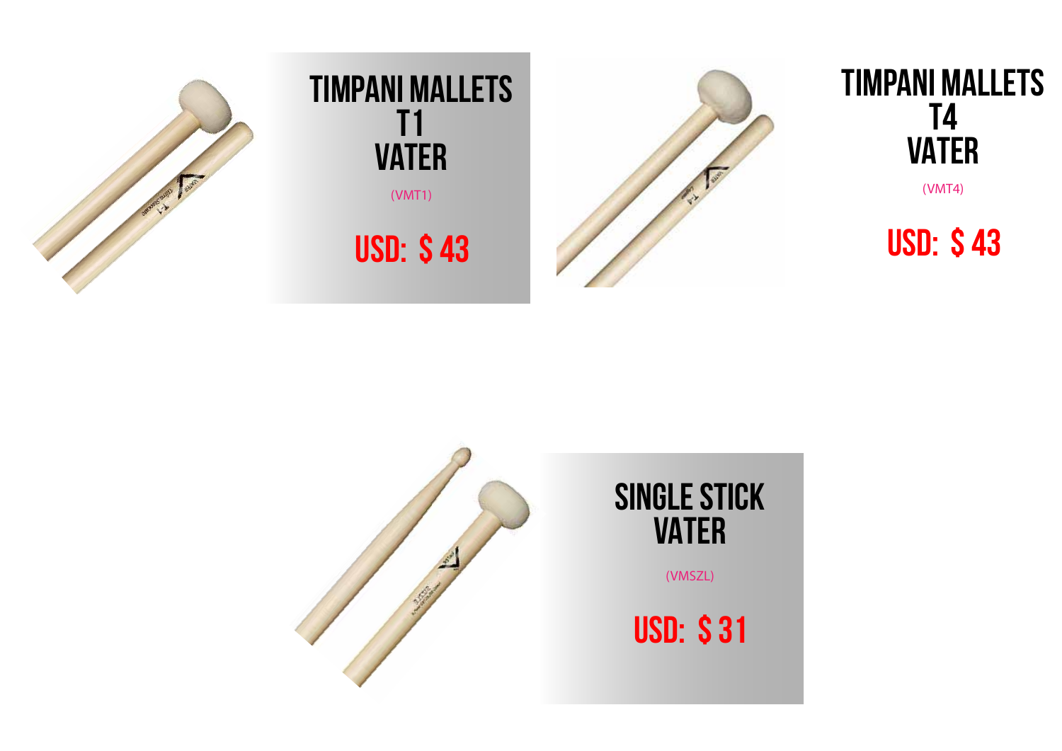## TIMPANI MALLETS T1 VATER

(VMT1)

**USD: $ 43**

## TIMPANI MALLETS T4 VATER

(VMT4)

**USD: $ 43**

## SINGLE STICK VATER

(VMSZL)

**USD: $ 31**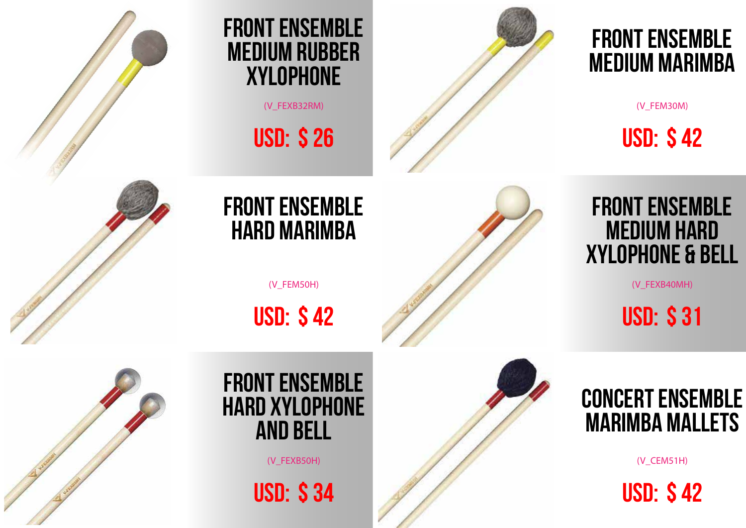## FRONT ENSEMBLE MEDIUM RUBBER XYLOPHONE

(V_FEXB32RM)

USD: $ 26

## FRONT ENSEMBLE MEDIUM MARIMBA

(V_FEM30M)

USD: $ 42

## FRONT ENSEMBLE HARD MARIMBA

(V_FEM50H)

USD: $ 42

## FRONT ENSEMBLE MEDIUM HARD XYLOPHONE & BELL

(V_FEXB40MH)

USD: $ 31

## FRONT ENSEMBLE HARD XYLOPHONE AND BELL

(V_FEXB50H)

USD: $ 34

## CONCERT ENSEMBLE MARIMBA MALLETS

(V_CEM51H)

USD: $ 42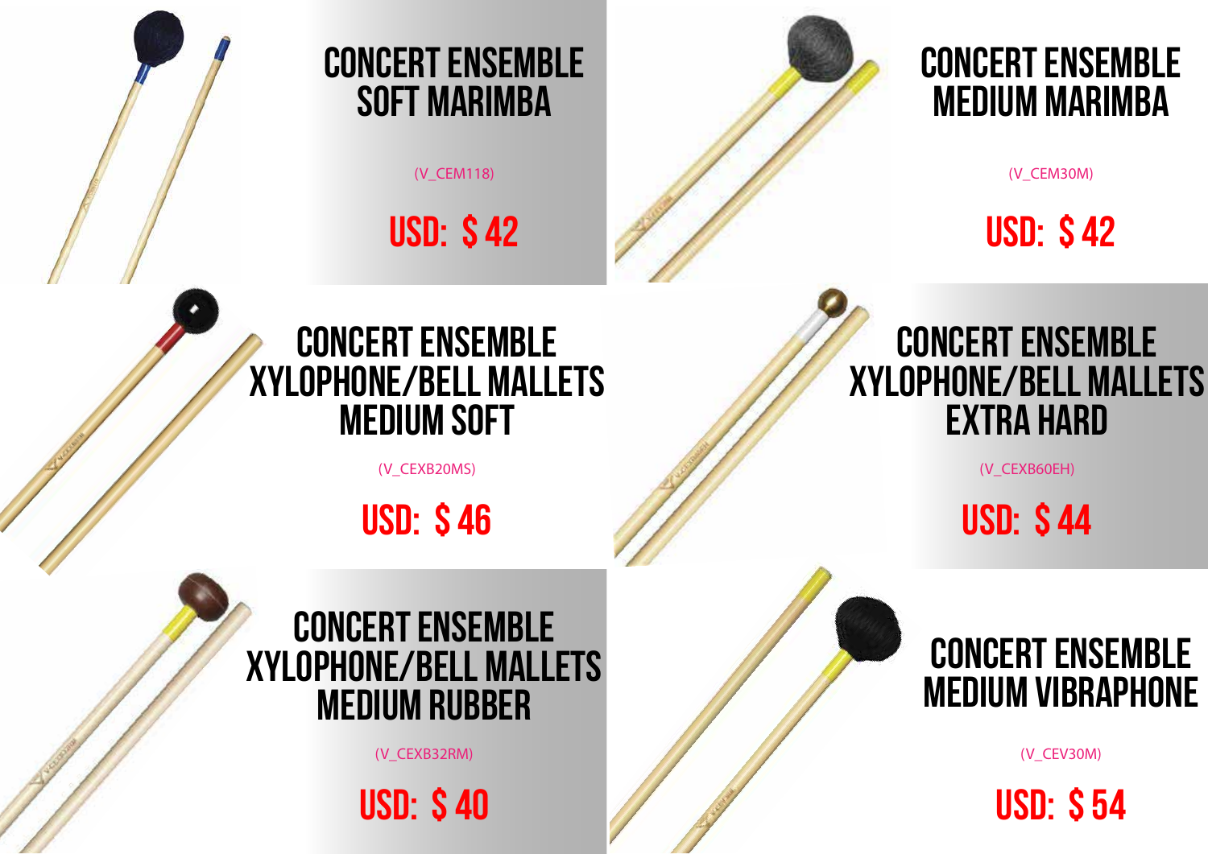## CONCERT ENSEMBLE SOFT MARIMBA

(V_CEM118)

**USD: $ 42**

## CONCERT ENSEMBLE MEDIUM MARIMBA

(V_CEM30M)

**USD: $ 42**

## CONCERT ENSEMBLE XYLOPHONE/BELL MALLETS MEDIUM SOFT

(V_CEXB20MS)

**USD: $ 46**

## CONCERT ENSEMBLE XYLOPHONE/BELL MALLETS EXTRA HARD

(V_CEXB60EH)

**USD: $ 44**

## CONCERT ENSEMBLE XYLOPHONE/BELL MALLETS MEDIUM RUBBER

(V_CEXB32RM)

**USD: $ 40**

## CONCERT ENSEMBLE MEDIUM VIBRAPHONE

(V_CEV30M)

**USD: $ 54**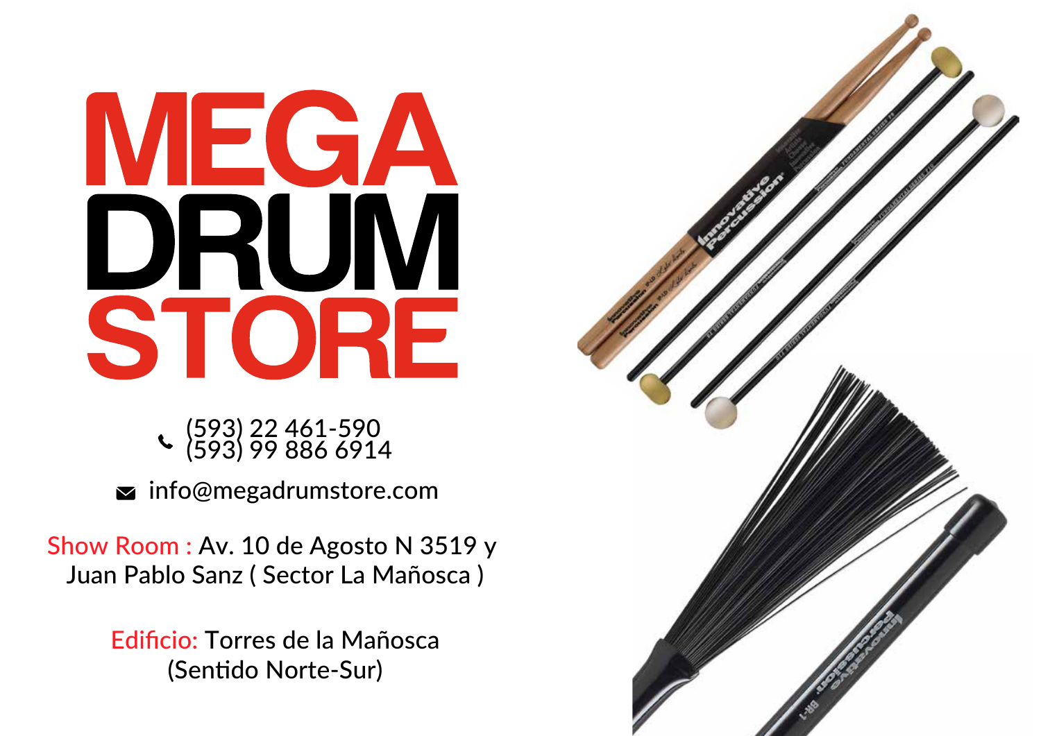# MEGA DRUM STORE

(593) 22 461-590
(593) 99 886 6914

info@megadrumstore.com

Show Room : Av. 10 de Agosto N 3519 y Juan Pablo Sanz ( Sector La Mañosca )

Edificio: Torres de la Mañosca (Sentido Norte-Sur)